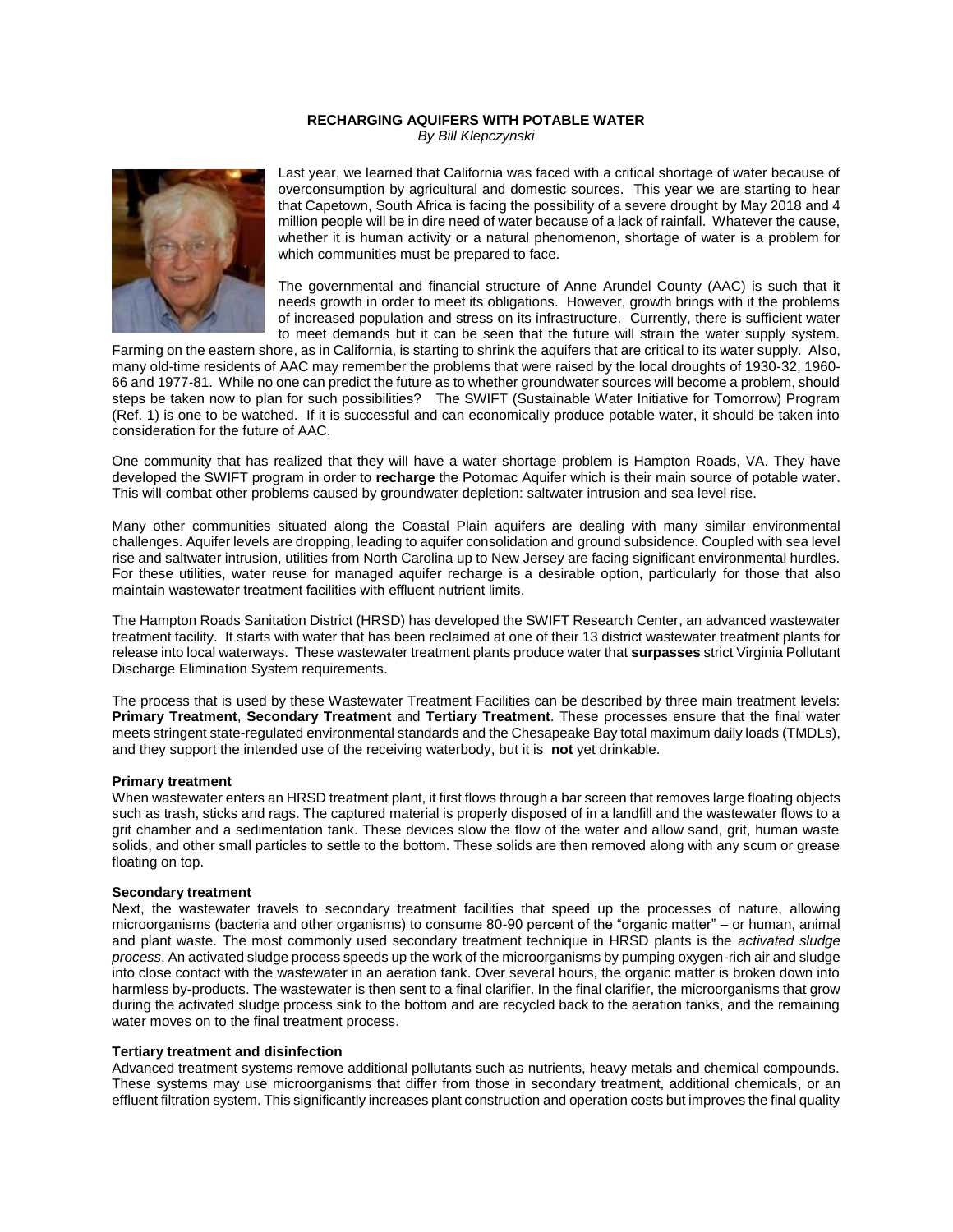**RECHARGING AQUIFERS WITH POTABLE WATER**

*By Bill Klepczynski*

Last year, we learned that California was faced with a critical shortage of water because of overconsumption by agricultural and domestic sources. This year we are starting to hear that Capetown, South Africa is facing the possibility of a severe drought by May 2018 and 4 million people will be in dire need of water because of a lack of rainfall. Whatever the cause, whether it is human activity or a natural phenomenon, shortage of water is a problem for which communities must be prepared to face.

The governmental and financial structure of Anne Arundel County (AAC) is such that it needs growth in order to meet its obligations. However, growth brings with it the problems of increased population and stress on its infrastructure. Currently, there is sufficient water to meet demands but it can be seen that the future will strain the water supply system. Farming on the eastern shore, as in California, is starting to shrink the aquifers that are critical to its water supply. Also, many old-time residents of AAC may remember the problems that were raised by the local droughts of 1930-32, 1960-66 and 1977-81. While no one can predict the future as to whether groundwater sources will become a problem, should steps be taken now to plan for such possibilities? The SWIFT (Sustainable Water Initiative for Tomorrow) Program (Ref. 1) is one to be watched. If it is successful and can economically produce potable water, it should be taken into consideration for the future of AAC.

One community that has realized that they will have a water shortage problem is Hampton Roads, VA. They have developed the SWIFT program in order to **recharge** the Potomac Aquifer which is their main source of potable water. This will combat other problems caused by groundwater depletion: saltwater intrusion and sea level rise.

Many other communities situated along the Coastal Plain aquifers are dealing with many similar environmental challenges. Aquifer levels are dropping, leading to aquifer consolidation and ground subsidence. Coupled with sea level rise and saltwater intrusion, utilities from North Carolina up to New Jersey are facing significant environmental hurdles. For these utilities, water reuse for managed aquifer recharge is a desirable option, particularly for those that also maintain wastewater treatment facilities with effluent nutrient limits.

The Hampton Roads Sanitation District (HRSD) has developed the SWIFT Research Center, an advanced wastewater treatment facility. It starts with water that has been reclaimed at one of their 13 district wastewater treatment plants for release into local waterways. These wastewater treatment plants produce water that **surpasses** strict Virginia Pollutant Discharge Elimination System requirements.

The process that is used by these Wastewater Treatment Facilities can be described by three main treatment levels: **Primary Treatment**, **Secondary Treatment** and **Tertiary Treatment**. These processes ensure that the final water meets stringent state-regulated environmental standards and the Chesapeake Bay total maximum daily loads (TMDLs), and they support the intended use of the receiving waterbody, but it is **not** yet drinkable.

**Primary treatment**

When wastewater enters an HRSD treatment plant, it first flows through a bar screen that removes large floating objects such as trash, sticks and rags. The captured material is properly disposed of in a landfill and the wastewater flows to a grit chamber and a sedimentation tank. These devices slow the flow of the water and allow sand, grit, human waste solids, and other small particles to settle to the bottom. These solids are then removed along with any scum or grease floating on top.

**Secondary treatment**

Next, the wastewater travels to secondary treatment facilities that speed up the processes of nature, allowing microorganisms (bacteria and other organisms) to consume 80-90 percent of the "organic matter" – or human, animal and plant waste. The most commonly used secondary treatment technique in HRSD plants is the *activated sludge process*. An activated sludge process speeds up the work of the microorganisms by pumping oxygen-rich air and sludge into close contact with the wastewater in an aeration tank. Over several hours, the organic matter is broken down into harmless by-products. The wastewater is then sent to a final clarifier. In the final clarifier, the microorganisms that grow during the activated sludge process sink to the bottom and are recycled back to the aeration tanks, and the remaining water moves on to the final treatment process.

**Tertiary treatment and disinfection**

Advanced treatment systems remove additional pollutants such as nutrients, heavy metals and chemical compounds. These systems may use microorganisms that differ from those in secondary treatment, additional chemicals, or an effluent filtration system. This significantly increases plant construction and operation costs but improves the final quality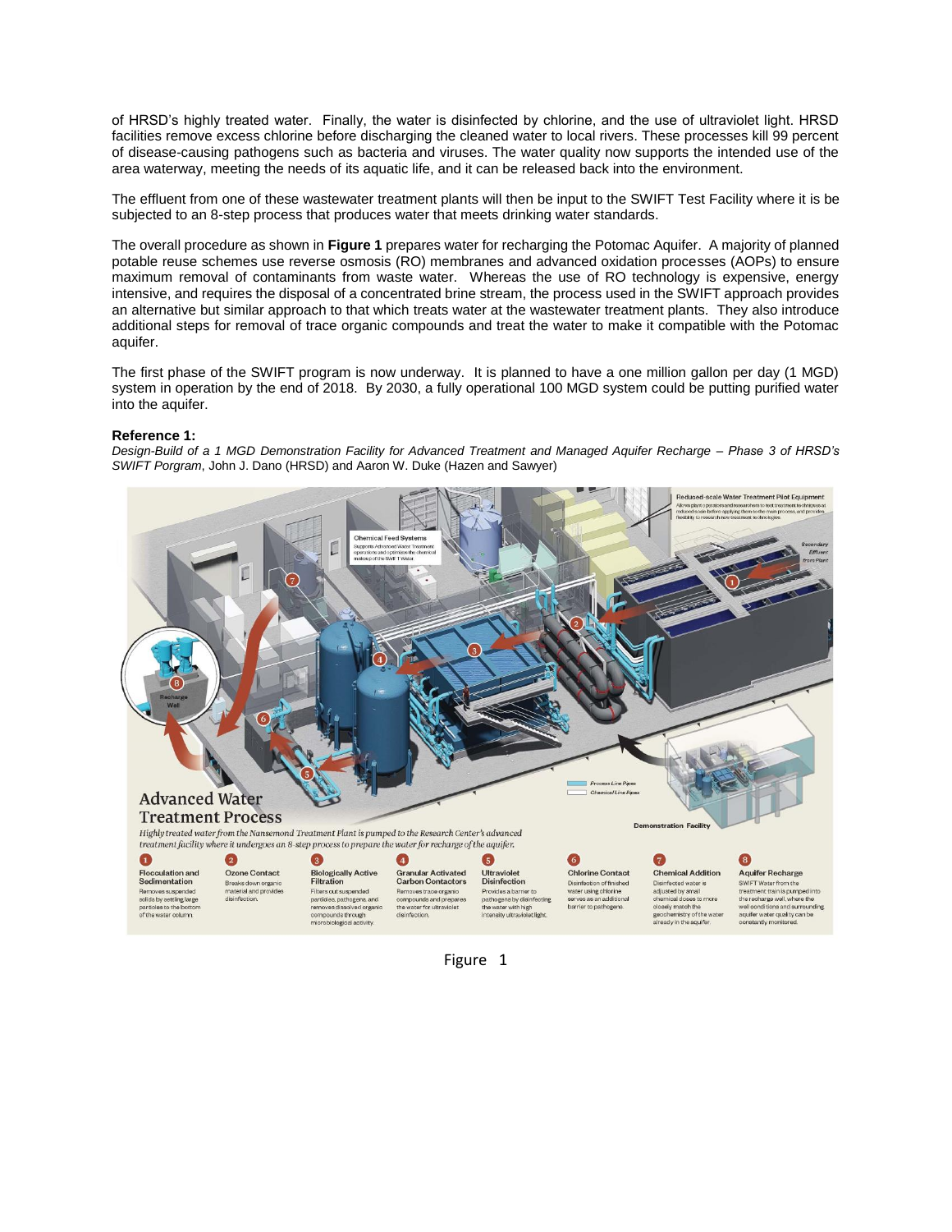of HRSD's highly treated water. Finally, the water is disinfected by chlorine, and the use of ultraviolet light. HRSD facilities remove excess chlorine before discharging the cleaned water to local rivers. These processes kill 99 percent of disease-causing pathogens such as bacteria and viruses. The water quality now supports the intended use of the area waterway, meeting the needs of its aquatic life, and it can be released back into the environment.

The effluent from one of these wastewater treatment plants will then be input to the SWIFT Test Facility where it is be subjected to an 8-step process that produces water that meets drinking water standards.

The overall procedure as shown in **Figure 1** prepares water for recharging the Potomac Aquifer. A majority of planned potable reuse schemes use reverse osmosis (RO) membranes and advanced oxidation processes (AOPs) to ensure maximum removal of contaminants from waste water. Whereas the use of RO technology is expensive, energy intensive, and requires the disposal of a concentrated brine stream, the process used in the SWIFT approach provides an alternative but similar approach to that which treats water at the wastewater treatment plants. They also introduce additional steps for removal of trace organic compounds and treat the water to make it compatible with the Potomac aquifer.

The first phase of the SWIFT program is now underway. It is planned to have a one million gallon per day (1 MGD) system in operation by the end of 2018. By 2030, a fully operational 100 MGD system could be putting purified water into the aquifer.

**Reference 1:**
*Design-Build of a 1 MGD Demonstration Facility for Advanced Treatment and Managed Aquifer Recharge – Phase 3 of HRSD's SWIFT Porgram*, John J. Dano (HRSD) and Aaron W. Duke (Hazen and Sawyer)

Advanced Water Treatment Process

*Highly treated water from the Nansemond Treatment Plant is pumped to the Research Center's advanced treatment facility where it undergoes an 8-step process to prepare the water for recharge of the aquifer.*

1 Flocculation and Sedimentation – Removes suspended solids by settling large particles to the bottom of the water column.

2 Ozone Contact – Breaks down organic material and provides disinfection.

3 Biologically Active Filtration – Filters out suspended particles, pathogens, and removes dissolved organic compounds through microbiological activity.

4 Granular Activated Carbon Contactors – Removes trace organic compounds and prepares the water for ultraviolet disinfection.

5 Ultraviolet Disinfection – Provides a barrier to pathogens by disinfecting the water with high intensity ultraviolet light.

6 Chlorine Contact – Disinfection of finished water using chlorine serves as an additional barrier to pathogens.

7 Chemical Addition – Disinfected water is adjusted by small chemical doses to more closely match the geochemistry of the water already in the aquifer.

8 Aquifer Recharge – SWIFT Water from the treatment train is pumped into the recharge well, where the well conditions and surrounding aquifer water quality can be constantly monitored.

Figure 1